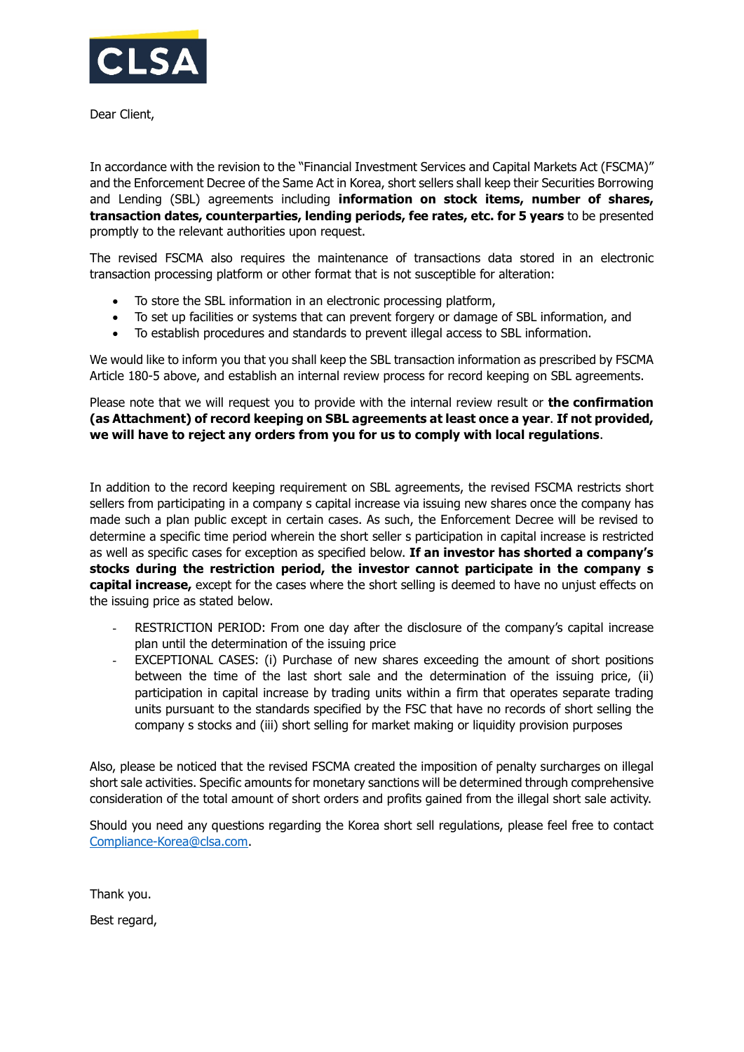Dear Client,

In accordance with the revision to the "Financial Investment Services and Capital Markets Act (FSCMA)" and the Enforcement Decree of the Same Act in Korea, short sellers shall keep their Securities Borrowing and Lending (SBL) agreements including **information on stock items, number of shares, transaction dates, counterparties, lending periods, fee rates, etc. for 5 years** to be presented promptly to the relevant authorities upon request.

The revised FSCMA also requires the maintenance of transactions data stored in an electronic transaction processing platform or other format that is not susceptible for alteration:

- To store the SBL information in an electronic processing platform,
- To set up facilities or systems that can prevent forgery or damage of SBL information, and
- To establish procedures and standards to prevent illegal access to SBL information.

We would like to inform you that you shall keep the SBL transaction information as prescribed by FSCMA Article 180-5 above, and establish an internal review process for record keeping on SBL agreements.

Please note that we will request you to provide with the internal review result or **the confirmation (as Attachment) of record keeping on SBL agreements at least once a year**. **If not provided, we will have to reject any orders from you for us to comply with local regulations**.

In addition to the record keeping requirement on SBL agreements, the revised FSCMA restricts short sellers from participating in a company s capital increase via issuing new shares once the company has made such a plan public except in certain cases. As such, the Enforcement Decree will be revised to determine a specific time period wherein the short seller s participation in capital increase is restricted as well as specific cases for exception as specified below. **If an investor has shorted a company's stocks during the restriction period, the investor cannot participate in the company s capital increase,** except for the cases where the short selling is deemed to have no unjust effects on the issuing price as stated below.

- RESTRICTION PERIOD: From one day after the disclosure of the company's capital increase plan until the determination of the issuing price
- EXCEPTIONAL CASES: (i) Purchase of new shares exceeding the amount of short positions between the time of the last short sale and the determination of the issuing price, (ii) participation in capital increase by trading units within a firm that operates separate trading units pursuant to the standards specified by the FSC that have no records of short selling the company s stocks and (iii) short selling for market making or liquidity provision purposes

Also, please be noticed that the revised FSCMA created the imposition of penalty surcharges on illegal short sale activities. Specific amounts for monetary sanctions will be determined through comprehensive consideration of the total amount of short orders and profits gained from the illegal short sale activity.

Should you need any questions regarding the Korea short sell regulations, please feel free to contact Compliance-Korea@clsa.com.

Thank you.

Best regard,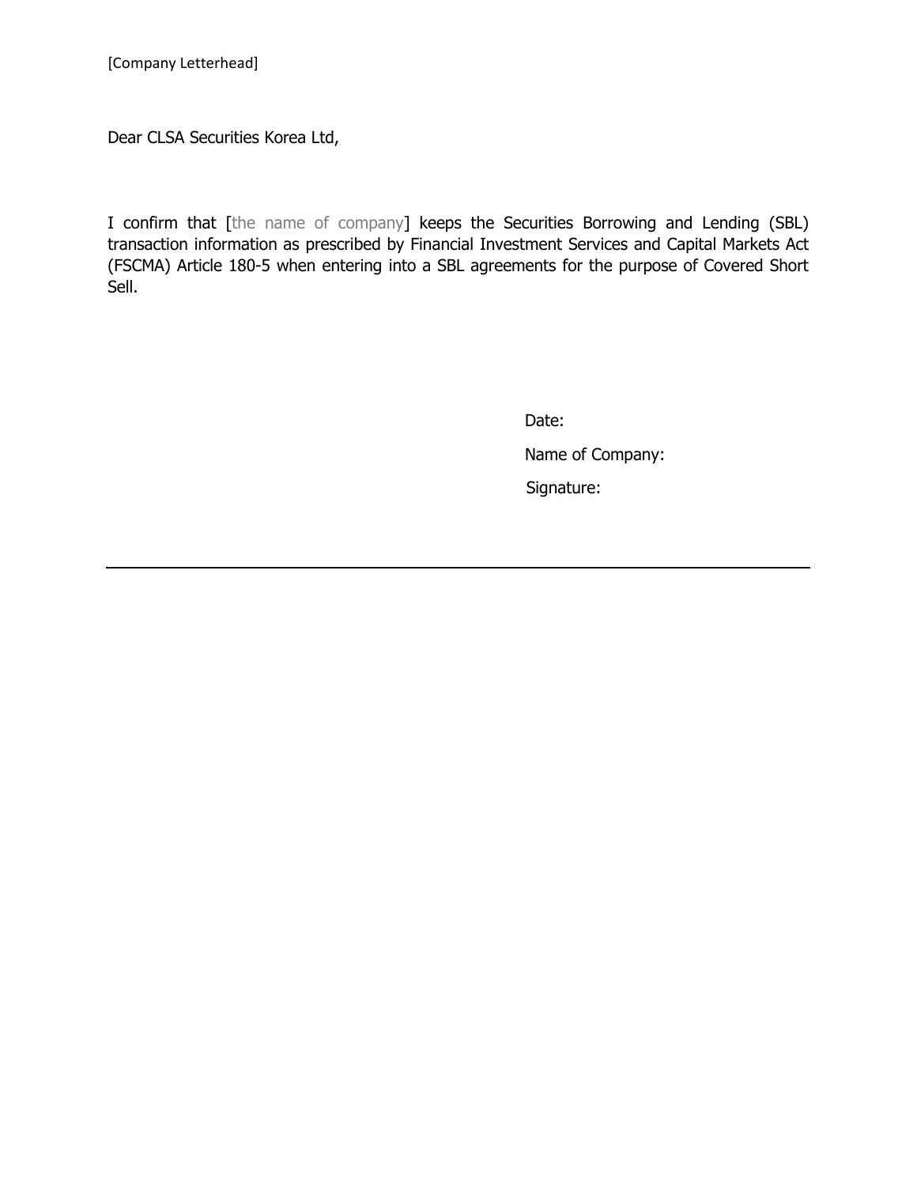[Company Letterhead]

Dear CLSA Securities Korea Ltd,

I confirm that [the name of company] keeps the Securities Borrowing and Lending (SBL) transaction information as prescribed by Financial Investment Services and Capital Markets Act (FSCMA) Article 180-5 when entering into a SBL agreements for the purpose of Covered Short Sell.

Date:

Name of Company:

Signature:

---